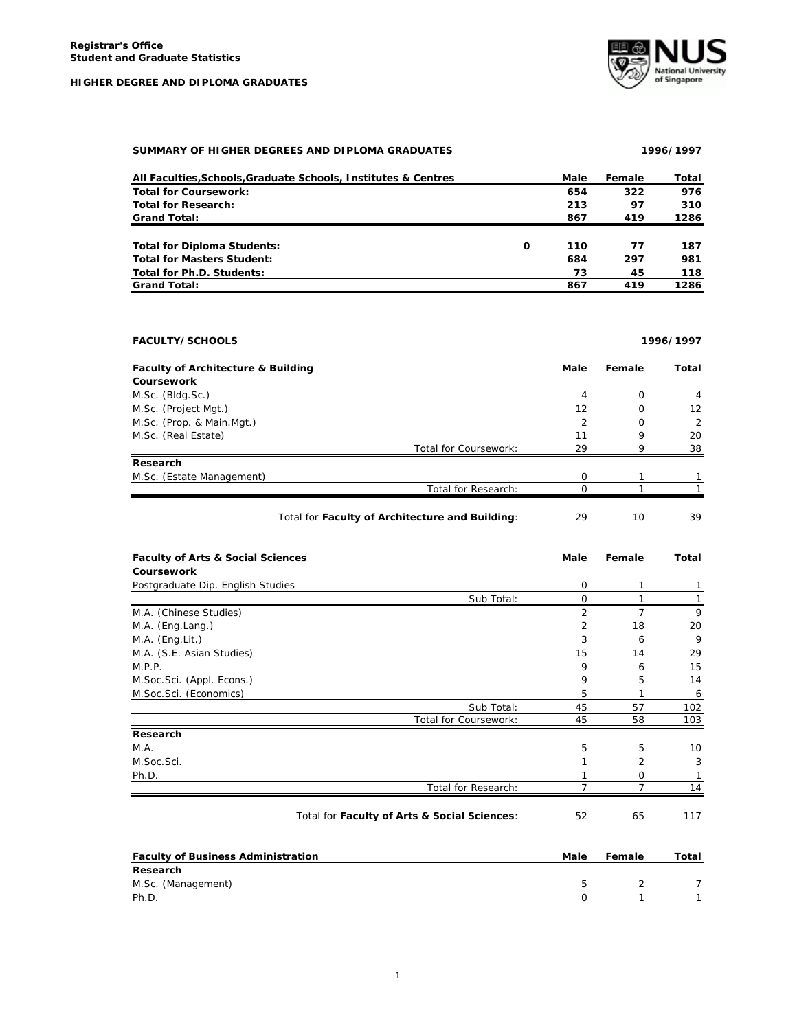**Registrar's Office**
**Student and Graduate Statistics**

**HIGHER DEGREE AND DIPLOMA GRADUATES**

## SUMMARY OF HIGHER DEGREES AND DIPLOMA GRADUATES — 1996/1997

| All Faculties,Schools,Graduate Schools, Institutes & Centres | | Male | Female | Total |
|---|---|---|---|---|
| **Total for Coursework:** | | 654 | 322 | 976 |
| **Total for Research:** | | 213 | 97 | 310 |
| **Grand Total:** | | 867 | 419 | 1286 |
| | | | | |
| **Total for Diploma Students:** | 0 | 110 | 77 | 187 |
| **Total for Masters Student:** | | 684 | 297 | 981 |
| **Total for Ph.D. Students:** | | 73 | 45 | 118 |
| **Grand Total:** | | 867 | 419 | 1286 |

## FACULTY/SCHOOLS — 1996/1997

| Faculty of Architecture & Building | Male | Female | Total |
|---|---|---|---|
| **Coursework** | | | |
| M.Sc. (Bldg.Sc.) | 4 | 0 | 4 |
| M.Sc. (Project Mgt.) | 12 | 0 | 12 |
| M.Sc. (Prop. & Main.Mgt.) | 2 | 0 | 2 |
| M.Sc. (Real Estate) | 11 | 9 | 20 |
| Total for Coursework: | 29 | 9 | 38 |
| **Research** | | | |
| M.Sc. (Estate Management) | 0 | 1 | 1 |
| Total for Research: | 0 | 1 | 1 |
| Total for **Faculty of Architecture and Building**: | 29 | 10 | 39 |

| Faculty of Arts & Social Sciences | Male | Female | Total |
|---|---|---|---|
| **Coursework** | | | |
| Postgraduate Dip. English Studies | 0 | 1 | 1 |
| Sub Total: | 0 | 1 | 1 |
| M.A. (Chinese Studies) | 2 | 7 | 9 |
| M.A. (Eng.Lang.) | 2 | 18 | 20 |
| M.A. (Eng.Lit.) | 3 | 6 | 9 |
| M.A. (S.E. Asian Studies) | 15 | 14 | 29 |
| M.P.P. | 9 | 6 | 15 |
| M.Soc.Sci. (Appl. Econs.) | 9 | 5 | 14 |
| M.Soc.Sci. (Economics) | 5 | 1 | 6 |
| Sub Total: | 45 | 57 | 102 |
| Total for Coursework: | 45 | 58 | 103 |
| **Research** | | | |
| M.A. | 5 | 5 | 10 |
| M.Soc.Sci. | 1 | 2 | 3 |
| Ph.D. | 1 | 0 | 1 |
| Total for Research: | 7 | 7 | 14 |
| Total for **Faculty of Arts & Social Sciences**: | 52 | 65 | 117 |

| Faculty of Business Administration | Male | Female | Total |
|---|---|---|---|
| **Research** | | | |
| M.Sc. (Management) | 5 | 2 | 7 |
| Ph.D. | 0 | 1 | 1 |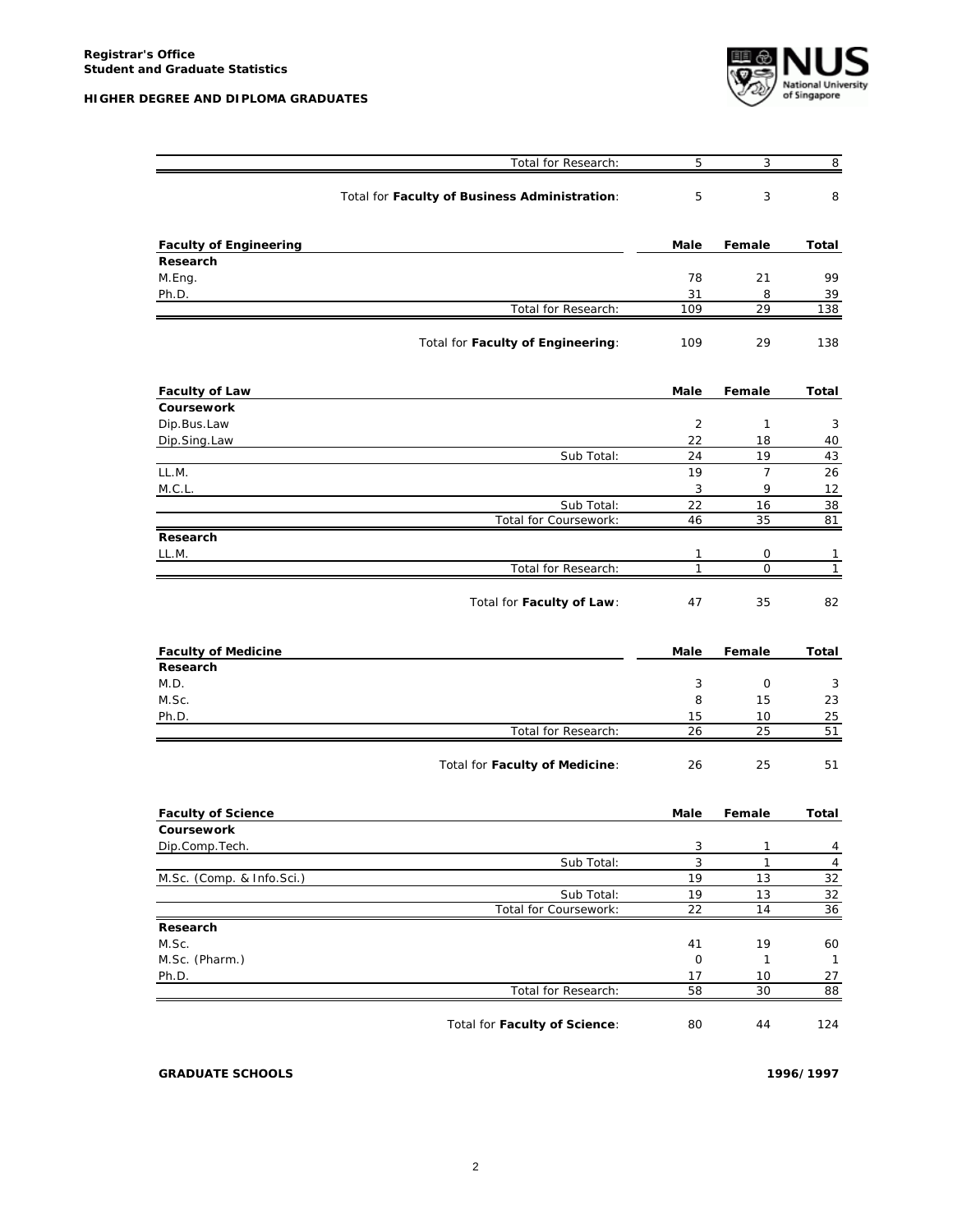| | Male | Female | Total |
|---|---|---|---|
| Total for Research: | 5 | 3 | 8 |
| Total for **Faculty of Business Administration**: | 5 | 3 | 8 |

| **Faculty of Engineering** | **Male** | **Female** | **Total** |
|---|---|---|---|
| **Research** | | | |
| M.Eng. | 78 | 21 | 99 |
| Ph.D. | 31 | 8 | 39 |
| Total for Research: | 109 | 29 | 138 |
| Total for **Faculty of Engineering**: | 109 | 29 | 138 |

| **Faculty of Law** | **Male** | **Female** | **Total** |
|---|---|---|---|
| **Coursework** | | | |
| Dip.Bus.Law | 2 | 1 | 3 |
| Dip.Sing.Law | 22 | 18 | 40 |
| Sub Total: | 24 | 19 | 43 |
| LL.M. | 19 | 7 | 26 |
| M.C.L. | 3 | 9 | 12 |
| Sub Total: | 22 | 16 | 38 |
| Total for Coursework: | 46 | 35 | 81 |
| **Research** | | | |
| LL.M. | 1 | 0 | 1 |
| Total for Research: | 1 | 0 | 1 |
| Total for **Faculty of Law**: | 47 | 35 | 82 |

| **Faculty of Medicine** | **Male** | **Female** | **Total** |
|---|---|---|---|
| **Research** | | | |
| M.D. | 3 | 0 | 3 |
| M.Sc. | 8 | 15 | 23 |
| Ph.D. | 15 | 10 | 25 |
| Total for Research: | 26 | 25 | 51 |
| Total for **Faculty of Medicine**: | 26 | 25 | 51 |

| **Faculty of Science** | **Male** | **Female** | **Total** |
|---|---|---|---|
| **Coursework** | | | |
| Dip.Comp.Tech. | 3 | 1 | 4 |
| Sub Total: | 3 | 1 | 4 |
| M.Sc. (Comp. & Info.Sci.) | 19 | 13 | 32 |
| Sub Total: | 19 | 13 | 32 |
| Total for Coursework: | 22 | 14 | 36 |
| **Research** | | | |
| M.Sc. | 41 | 19 | 60 |
| M.Sc. (Pharm.) | 0 | 1 | 1 |
| Ph.D. | 17 | 10 | 27 |
| Total for Research: | 58 | 30 | 88 |
| Total for **Faculty of Science**: | 80 | 44 | 124 |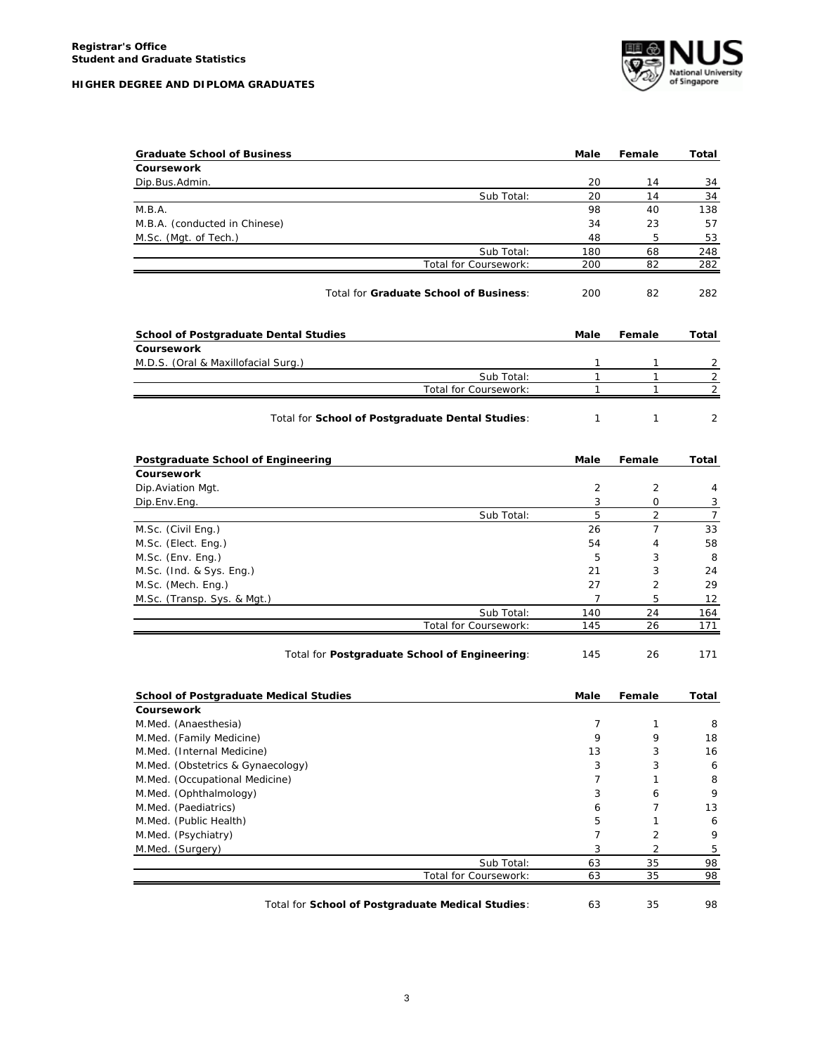**Registrar's Office**
**Student and Graduate Statistics**

**HIGHER DEGREE AND DIPLOMA GRADUATES**

| **Graduate School of Business** | **Male** | **Female** | **Total** |
|---|---|---|---|
| **Coursework** | | | |
| Dip.Bus.Admin. | 20 | 14 | 34 |
| Sub Total: | 20 | 14 | 34 |
| M.B.A. | 98 | 40 | 138 |
| M.B.A. (conducted in Chinese) | 34 | 23 | 57 |
| M.Sc. (Mgt. of Tech.) | 48 | 5 | 53 |
| Sub Total: | 180 | 68 | 248 |
| Total for Coursework: | 200 | 82 | 282 |
| Total for **Graduate School of Business**: | 200 | 82 | 282 |

| **School of Postgraduate Dental Studies** | **Male** | **Female** | **Total** |
|---|---|---|---|
| **Coursework** | | | |
| M.D.S. (Oral & Maxillofacial Surg.) | 1 | 1 | 2 |
| Sub Total: | 1 | 1 | 2 |
| Total for Coursework: | 1 | 1 | 2 |
| Total for **School of Postgraduate Dental Studies**: | 1 | 1 | 2 |

| **Postgraduate School of Engineering** | **Male** | **Female** | **Total** |
|---|---|---|---|
| **Coursework** | | | |
| Dip.Aviation Mgt. | 2 | 2 | 4 |
| Dip.Env.Eng. | 3 | 0 | 3 |
| Sub Total: | 5 | 2 | 7 |
| M.Sc. (Civil Eng.) | 26 | 7 | 33 |
| M.Sc. (Elect. Eng.) | 54 | 4 | 58 |
| M.Sc. (Env. Eng.) | 5 | 3 | 8 |
| M.Sc. (Ind. & Sys. Eng.) | 21 | 3 | 24 |
| M.Sc. (Mech. Eng.) | 27 | 2 | 29 |
| M.Sc. (Transp. Sys. & Mgt.) | 7 | 5 | 12 |
| Sub Total: | 140 | 24 | 164 |
| Total for Coursework: | 145 | 26 | 171 |
| Total for **Postgraduate School of Engineering**: | 145 | 26 | 171 |

| **School of Postgraduate Medical Studies** | **Male** | **Female** | **Total** |
|---|---|---|---|
| **Coursework** | | | |
| M.Med. (Anaesthesia) | 7 | 1 | 8 |
| M.Med. (Family Medicine) | 9 | 9 | 18 |
| M.Med. (Internal Medicine) | 13 | 3 | 16 |
| M.Med. (Obstetrics & Gynaecology) | 3 | 3 | 6 |
| M.Med. (Occupational Medicine) | 7 | 1 | 8 |
| M.Med. (Ophthalmology) | 3 | 6 | 9 |
| M.Med. (Paediatrics) | 6 | 7 | 13 |
| M.Med. (Public Health) | 5 | 1 | 6 |
| M.Med. (Psychiatry) | 7 | 2 | 9 |
| M.Med. (Surgery) | 3 | 2 | 5 |
| Sub Total: | 63 | 35 | 98 |
| Total for Coursework: | 63 | 35 | 98 |
| Total for **School of Postgraduate Medical Studies**: | 63 | 35 | 98 |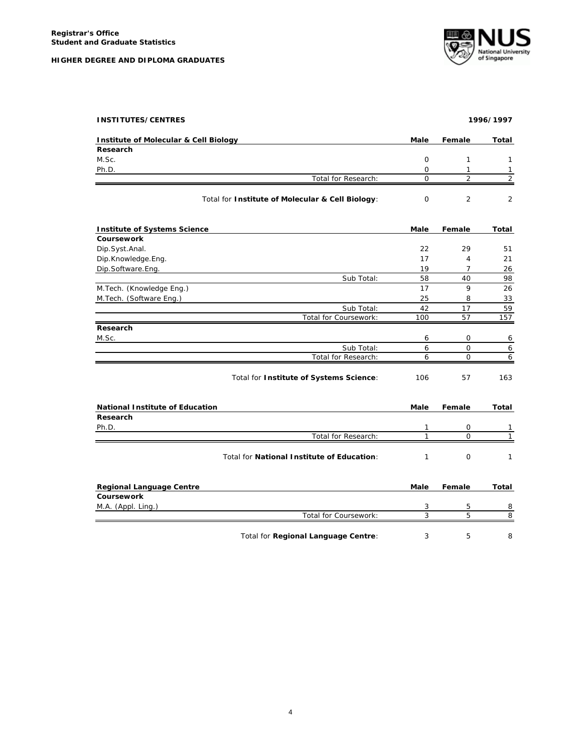**Registrar's Office**
**Student and Graduate Statistics**

**HIGHER DEGREE AND DIPLOMA GRADUATES**

**INSTITUTES/CENTRES** **1996/1997**

| Institute of Molecular & Cell Biology | Male | Female | Total |
|---|---|---|---|
| **Research** | | | |
| M.Sc. | 0 | 1 | 1 |
| Ph.D. | 0 | 1 | 1 |
| Total for Research: | 0 | 2 | 2 |
| Total for **Institute of Molecular & Cell Biology**: | 0 | 2 | 2 |

| Institute of Systems Science | Male | Female | Total |
|---|---|---|---|
| **Coursework** | | | |
| Dip.Syst.Anal. | 22 | 29 | 51 |
| Dip.Knowledge.Eng. | 17 | 4 | 21 |
| Dip.Software.Eng. | 19 | 7 | 26 |
| Sub Total: | 58 | 40 | 98 |
| M.Tech. (Knowledge Eng.) | 17 | 9 | 26 |
| M.Tech. (Software Eng.) | 25 | 8 | 33 |
| Sub Total: | 42 | 17 | 59 |
| Total for Coursework: | 100 | 57 | 157 |
| **Research** | | | |
| M.Sc. | 6 | 0 | 6 |
| Sub Total: | 6 | 0 | 6 |
| Total for Research: | 6 | 0 | 6 |
| Total for **Institute of Systems Science**: | 106 | 57 | 163 |

| National Institute of Education | Male | Female | Total |
|---|---|---|---|
| **Research** | | | |
| Ph.D. | 1 | 0 | 1 |
| Total for Research: | 1 | 0 | 1 |
| Total for **National Institute of Education**: | 1 | 0 | 1 |

| Regional Language Centre | Male | Female | Total |
|---|---|---|---|
| **Coursework** | | | |
| M.A. (Appl. Ling.) | 3 | 5 | 8 |
| Total for Coursework: | 3 | 5 | 8 |
| Total for **Regional Language Centre**: | 3 | 5 | 8 |